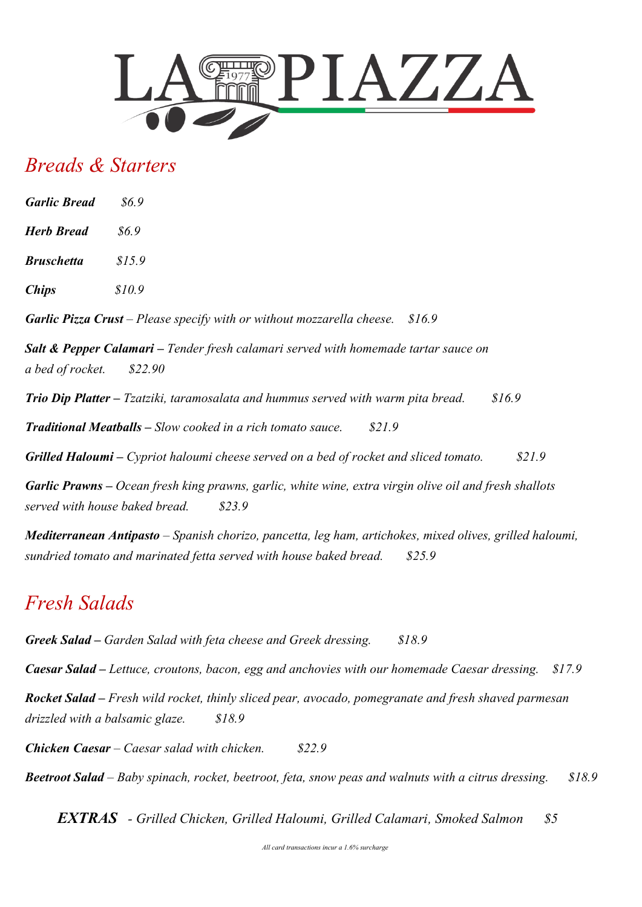# LA PIAZZA

## Breads & Starters

***Garlic Bread*** *$6.9*

***Herb Bread*** *$6.9*

***Bruschetta*** *$15.9*

***Chips*** *$10.9*

***Garlic Pizza Crust*** *– Please specify with or without mozzarella cheese. $16.9*

***Salt & Pepper Calamari –*** *Tender fresh calamari served with homemade tartar sauce on a bed of rocket. $22.90*

***Trio Dip Platter –*** *Tzatziki, taramosalata and hummus served with warm pita bread. $16.9*

***Traditional Meatballs –*** *Slow cooked in a rich tomato sauce. $21.9*

***Grilled Haloumi –*** *Cypriot haloumi cheese served on a bed of rocket and sliced tomato. $21.9*

***Garlic Prawns –*** *Ocean fresh king prawns, garlic, white wine, extra virgin olive oil and fresh shallots served with house baked bread. $23.9*

***Mediterranean Antipasto*** *– Spanish chorizo, pancetta, leg ham, artichokes, mixed olives, grilled haloumi, sundried tomato and marinated fetta served with house baked bread. $25.9*

## Fresh Salads

***Greek Salad –*** *Garden Salad with feta cheese and Greek dressing. $18.9*

***Caesar Salad –*** *Lettuce, croutons, bacon, egg and anchovies with our homemade Caesar dressing. $17.9*

***Rocket Salad –*** *Fresh wild rocket, thinly sliced pear, avocado, pomegranate and fresh shaved parmesan drizzled with a balsamic glaze. $18.9*

***Chicken Caesar*** *– Caesar salad with chicken. $22.9*

***Beetroot Salad*** *– Baby spinach, rocket, beetroot, feta, snow peas and walnuts with a citrus dressing. $18.9*

***EXTRAS*** *- Grilled Chicken, Grilled Haloumi, Grilled Calamari, Smoked Salmon $5*

*All card transactions incur a 1.6% surcharge*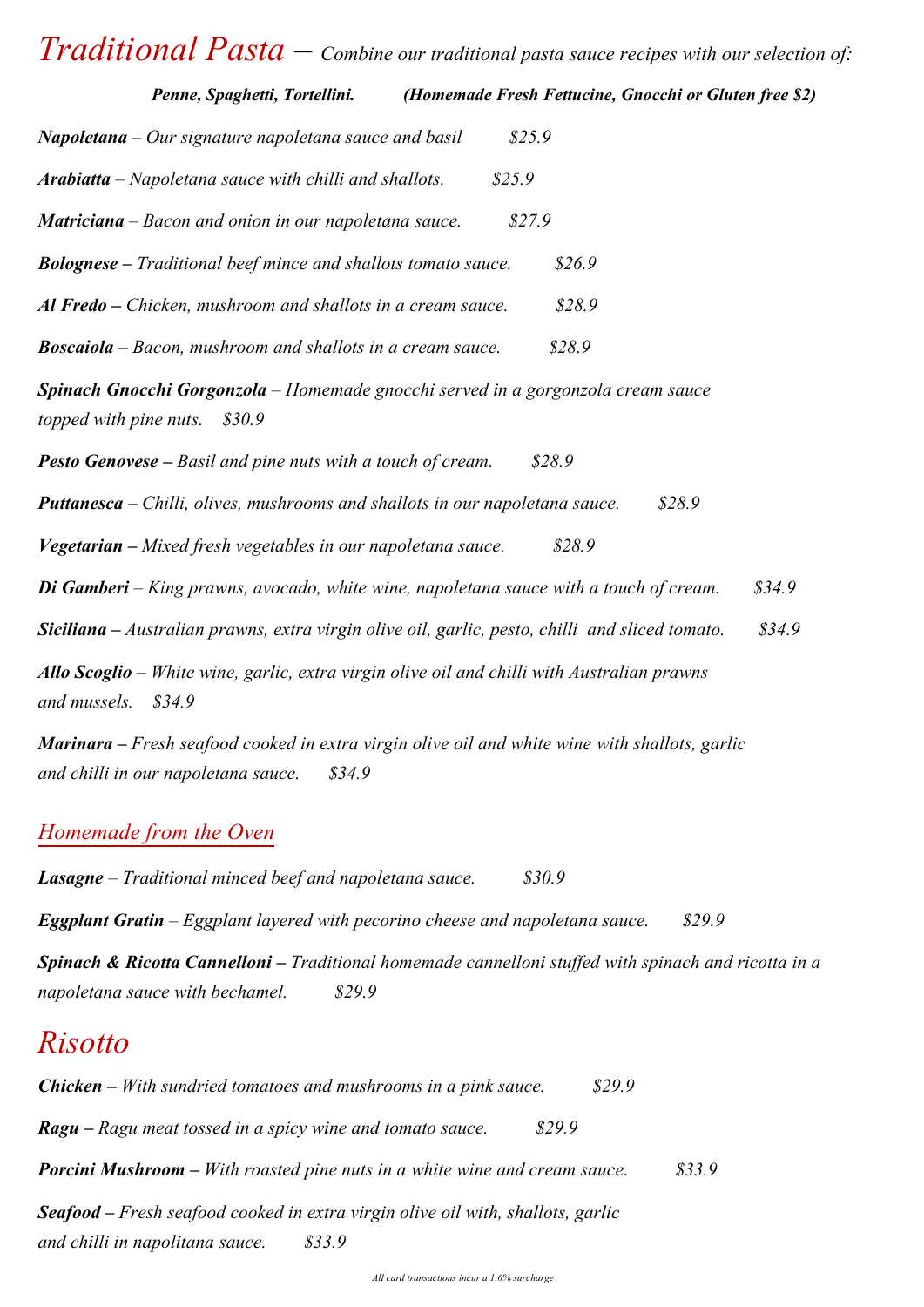# *Traditional Pasta – Combine our traditional pasta sauce recipes with our selection of:*

***Penne, Spaghetti, Tortellini.*** ***(Homemade Fresh Fettucine, Gnocchi or Gluten free $2)***

***Napoletana*** *– Our signature napoletana sauce and basil* *$25.9*

***Arabiatta*** *– Napoletana sauce with chilli and shallots.* *$25.9*

***Matriciana*** *– Bacon and onion in our napoletana sauce.* *$27.9*

***Bolognese –*** *Traditional beef mince and shallots tomato sauce.* *$26.9*

***Al Fredo –*** *Chicken, mushroom and shallots in a cream sauce.* *$28.9*

***Boscaiola –*** *Bacon, mushroom and shallots in a cream sauce.* *$28.9*

***Spinach Gnocchi Gorgonzola*** *– Homemade gnocchi served in a gorgonzola cream sauce topped with pine nuts.* *$30.9*

***Pesto Genovese –*** *Basil and pine nuts with a touch of cream.* *$28.9*

***Puttanesca –*** *Chilli, olives, mushrooms and shallots in our napoletana sauce.* *$28.9*

***Vegetarian –*** *Mixed fresh vegetables in our napoletana sauce.* *$28.9*

***Di Gamberi*** *– King prawns, avocado, white wine, napoletana sauce with a touch of cream.* *$34.9*

***Siciliana –*** *Australian prawns, extra virgin olive oil, garlic, pesto, chilli and sliced tomato.* *$34.9*

***Allo Scoglio –*** *White wine, garlic, extra virgin olive oil and chilli with Australian prawns and mussels.* *$34.9*

***Marinara –*** *Fresh seafood cooked in extra virgin olive oil and white wine with shallots, garlic and chilli in our napoletana sauce.* *$34.9*

## *Homemade from the Oven*

***Lasagne*** *– Traditional minced beef and napoletana sauce.* *$30.9*

***Eggplant Gratin*** *– Eggplant layered with pecorino cheese and napoletana sauce.* *$29.9*

***Spinach & Ricotta Cannelloni –*** *Traditional homemade cannelloni stuffed with spinach and ricotta in a napoletana sauce with bechamel.* *$29.9*

# *Risotto*

***Chicken –*** *With sundried tomatoes and mushrooms in a pink sauce.* *$29.9*

***Ragu –*** *Ragu meat tossed in a spicy wine and tomato sauce.* *$29.9*

***Porcini Mushroom –*** *With roasted pine nuts in a white wine and cream sauce.* *$33.9*

***Seafood –*** *Fresh seafood cooked in extra virgin olive oil with, shallots, garlic and chilli in napolitana sauce.* *$33.9*

*All card transactions incur a 1.6% surcharge*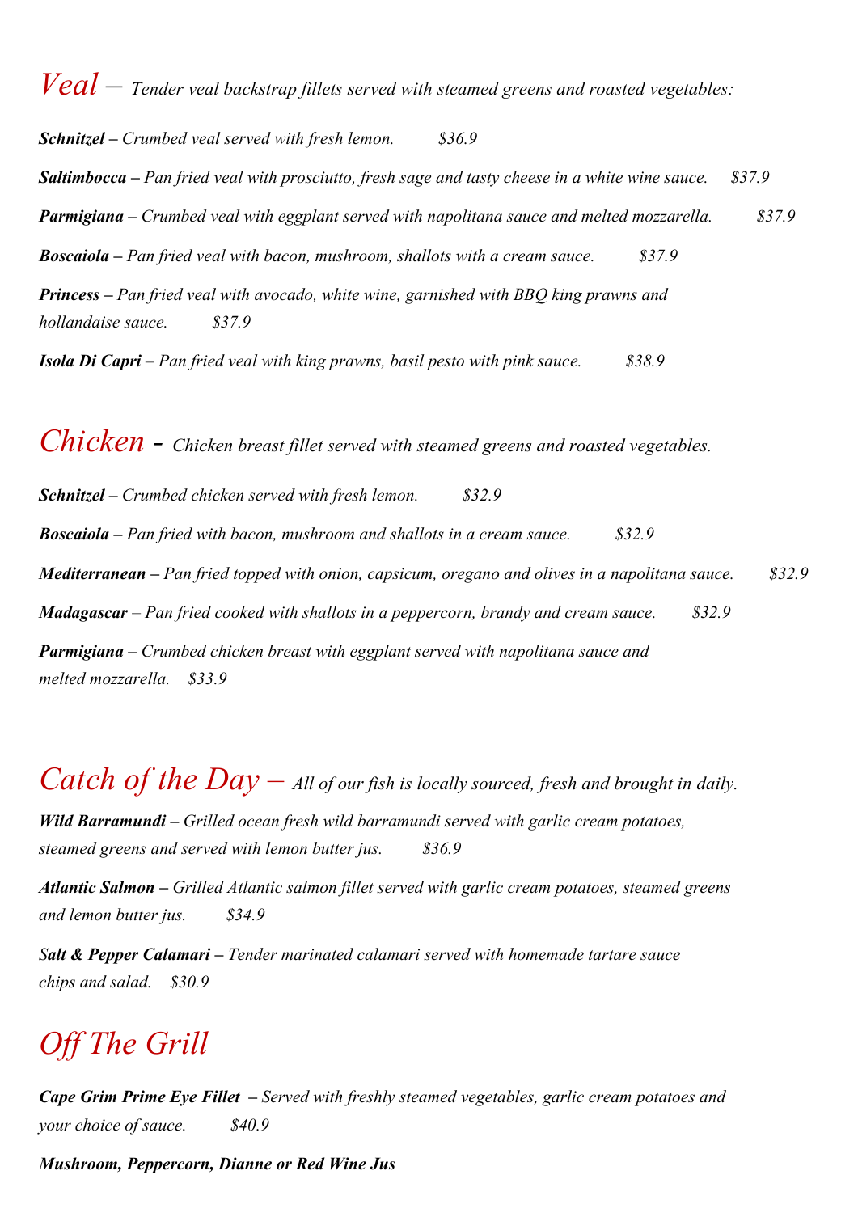## *Veal – Tender veal backstrap fillets served with steamed greens and roasted vegetables:*

***Schnitzel** – Crumbed veal served with fresh lemon. $36.9*

***Saltimbocca** – Pan fried veal with prosciutto, fresh sage and tasty cheese in a white wine sauce. $37.9*

***Parmigiana** – Crumbed veal with eggplant served with napolitana sauce and melted mozzarella. $37.9*

***Boscaiola** – Pan fried veal with bacon, mushroom, shallots with a cream sauce. $37.9*

***Princess** – Pan fried veal with avocado, white wine, garnished with BBQ king prawns and hollandaise sauce. $37.9*

***Isola Di Capri** – Pan fried veal with king prawns, basil pesto with pink sauce. $38.9*

## *Chicken - Chicken breast fillet served with steamed greens and roasted vegetables.*

***Schnitzel** – Crumbed chicken served with fresh lemon. $32.9*

***Boscaiola** – Pan fried with bacon, mushroom and shallots in a cream sauce. $32.9*

***Mediterranean** – Pan fried topped with onion, capsicum, oregano and olives in a napolitana sauce. $32.9*

***Madagascar** – Pan fried cooked with shallots in a peppercorn, brandy and cream sauce. $32.9*

***Parmigiana** – Crumbed chicken breast with eggplant served with napolitana sauce and melted mozzarella. $33.9*

## *Catch of the Day – All of our fish is locally sourced, fresh and brought in daily.*

***Wild Barramundi** – Grilled ocean fresh wild barramundi served with garlic cream potatoes, steamed greens and served with lemon butter jus. $36.9*

***Atlantic Salmon** – Grilled Atlantic salmon fillet served with garlic cream potatoes, steamed greens and lemon butter jus. $34.9*

***Salt & Pepper Calamari** – Tender marinated calamari served with homemade tartare sauce chips and salad. $30.9*

## *Off The Grill*

***Cape Grim Prime Eye Fillet** – Served with freshly steamed vegetables, garlic cream potatoes and your choice of sauce. $40.9*

***Mushroom, Peppercorn, Dianne or Red Wine Jus***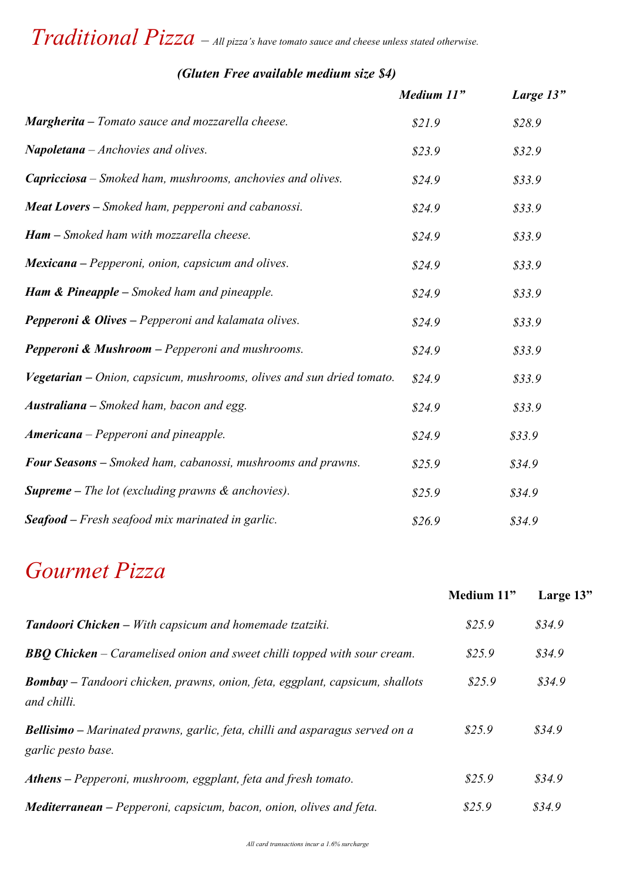# *Traditional Pizza* – *All pizza's have tomato sauce and cheese unless stated otherwise.*

***(Gluten Free available medium size $4)***

| | *Medium 11"* | *Large 13"* |
|---|---|---|
| ***Margherita*** *– Tomato sauce and mozzarella cheese.* | *$21.9* | *$28.9* |
| ***Napoletana*** *– Anchovies and olives.* | *$23.9* | *$32.9* |
| ***Capricciosa*** *– Smoked ham, mushrooms, anchovies and olives.* | *$24.9* | *$33.9* |
| ***Meat Lovers*** *– Smoked ham, pepperoni and cabanossi.* | *$24.9* | *$33.9* |
| ***Ham*** *– Smoked ham with mozzarella cheese.* | *$24.9* | *$33.9* |
| ***Mexicana*** *– Pepperoni, onion, capsicum and olives.* | *$24.9* | *$33.9* |
| ***Ham & Pineapple*** *– Smoked ham and pineapple.* | *$24.9* | *$33.9* |
| ***Pepperoni & Olives*** *– Pepperoni and kalamata olives.* | *$24.9* | *$33.9* |
| ***Pepperoni & Mushroom*** *– Pepperoni and mushrooms.* | *$24.9* | *$33.9* |
| ***Vegetarian*** *– Onion, capsicum, mushrooms, olives and sun dried tomato.* | *$24.9* | *$33.9* |
| ***Australiana*** *– Smoked ham, bacon and egg.* | *$24.9* | *$33.9* |
| ***Americana*** *– Pepperoni and pineapple.* | *$24.9* | *$33.9* |
| ***Four Seasons*** *– Smoked ham, cabanossi, mushrooms and prawns.* | *$25.9* | *$34.9* |
| ***Supreme*** *– The lot (excluding prawns & anchovies).* | *$25.9* | *$34.9* |
| ***Seafood*** *– Fresh seafood mix marinated in garlic.* | *$26.9* | *$34.9* |

# *Gourmet Pizza*

| | **Medium 11"** | **Large 13"** |
|---|---|---|
| ***Tandoori Chicken*** *– With capsicum and homemade tzatziki.* | *$25.9* | *$34.9* |
| ***BBQ Chicken*** *– Caramelised onion and sweet chilli topped with sour cream.* | *$25.9* | *$34.9* |
| ***Bombay*** *– Tandoori chicken, prawns, onion, feta, eggplant, capsicum, shallots and chilli.* | *$25.9* | *$34.9* |
| ***Bellisimo*** *– Marinated prawns, garlic, feta, chilli and asparagus served on a garlic pesto base.* | *$25.9* | *$34.9* |
| ***Athens*** *– Pepperoni, mushroom, eggplant, feta and fresh tomato.* | *$25.9* | *$34.9* |
| ***Mediterranean*** *– Pepperoni, capsicum, bacon, onion, olives and feta.* | *$25.9* | *$34.9* |

*All card transactions incur a 1.6% surcharge*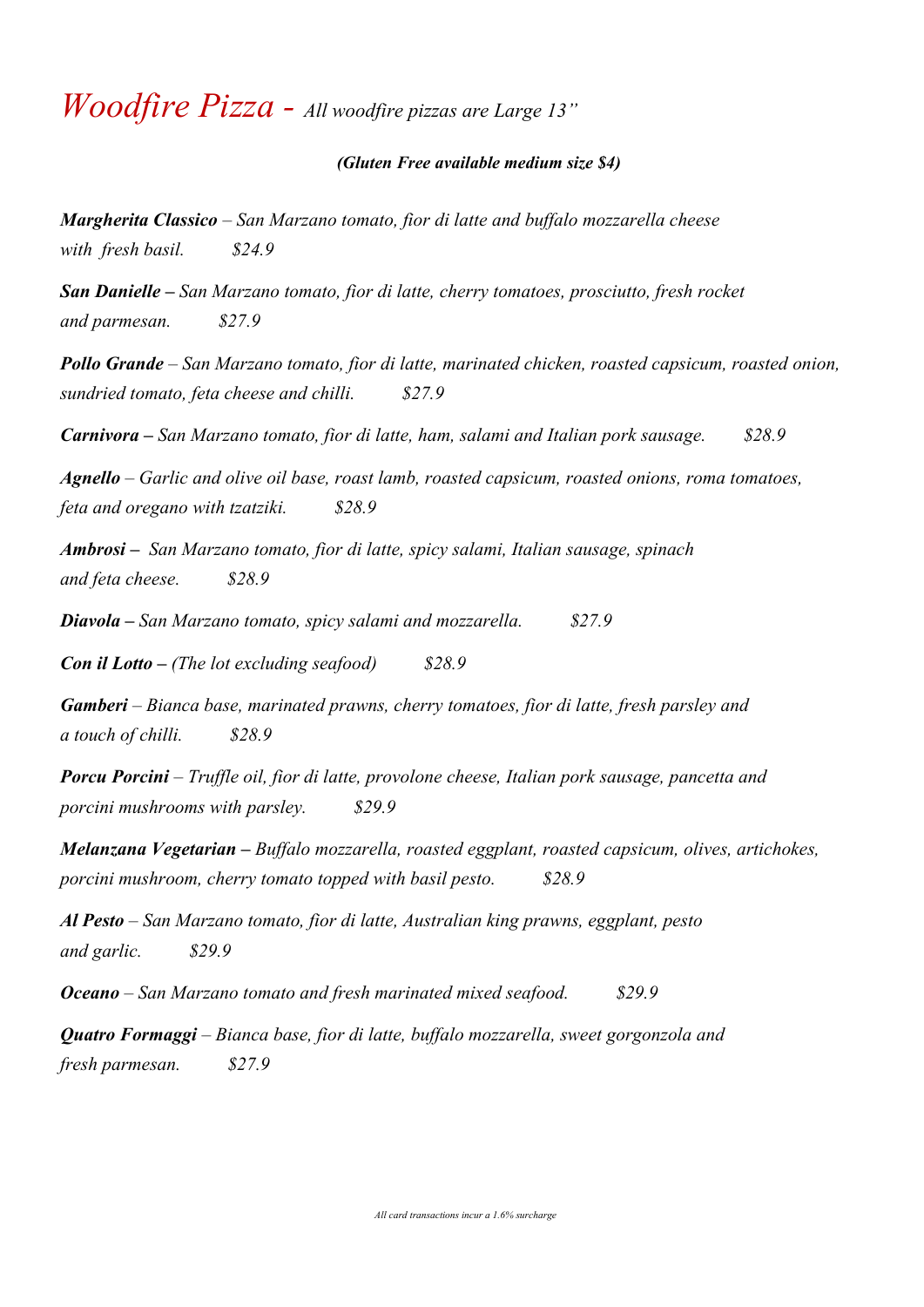# *Woodfire Pizza - All woodfire pizzas are Large 13”*

***(Gluten Free available medium size $4)***

***Margherita Classico** – San Marzano tomato, fior di latte and buffalo mozzarella cheese with fresh basil. $24.9*

***San Danielle –** San Marzano tomato, fior di latte, cherry tomatoes, prosciutto, fresh rocket and parmesan. $27.9*

***Pollo Grande** – San Marzano tomato, fior di latte, marinated chicken, roasted capsicum, roasted onion, sundried tomato, feta cheese and chilli. $27.9*

***Carnivora –** San Marzano tomato, fior di latte, ham, salami and Italian pork sausage. $28.9*

***Agnello** – Garlic and olive oil base, roast lamb, roasted capsicum, roasted onions, roma tomatoes, feta and oregano with tzatziki. $28.9*

***Ambrosi –** San Marzano tomato, fior di latte, spicy salami, Italian sausage, spinach and feta cheese. $28.9*

***Diavola –** San Marzano tomato, spicy salami and mozzarella. $27.9*

***Con il Lotto –** (The lot excluding seafood) $28.9*

***Gamberi** – Bianca base, marinated prawns, cherry tomatoes, fior di latte, fresh parsley and a touch of chilli. $28.9*

***Porcu Porcini** – Truffle oil, fior di latte, provolone cheese, Italian pork sausage, pancetta and porcini mushrooms with parsley. $29.9*

***Melanzana Vegetarian –** Buffalo mozzarella, roasted eggplant, roasted capsicum, olives, artichokes, porcini mushroom, cherry tomato topped with basil pesto. $28.9*

***Al Pesto** – San Marzano tomato, fior di latte, Australian king prawns, eggplant, pesto and garlic. $29.9*

***Oceano** – San Marzano tomato and fresh marinated mixed seafood. $29.9*

***Quatro Formaggi** – Bianca base, fior di latte, buffalo mozzarella, sweet gorgonzola and fresh parmesan. $27.9*

*All card transactions incur a 1.6% surcharge*